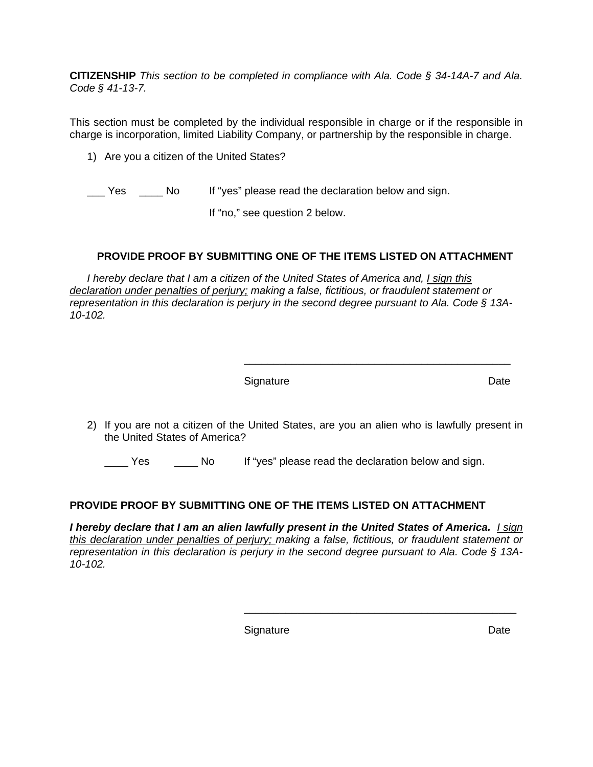**CITIZENSHIP** *This section to be completed in compliance with Ala. Code § 34-14A-7 and Ala. Code § 41-13-7.*

This section must be completed by the individual responsible in charge or if the responsible in charge is incorporation, limited Liability Company, or partnership by the responsible in charge.

1) Are you a citizen of the United States?

___ Yes     ____ No     If "yes" please read the declaration below and sign.

If "no," see question 2 below.

**PROVIDE PROOF BY SUBMITTING ONE OF THE ITEMS LISTED ON ATTACHMENT**

*I hereby declare that I am a citizen of the United States of America and, I sign this declaration under penalties of perjury; making a false, fictitious, or fraudulent statement or representation in this declaration is perjury in the second degree pursuant to Ala. Code § 13A-10-102.*

_____________________________________________

Signature                                        Date

2) If you are not a citizen of the United States, are you an alien who is lawfully present in the United States of America?

____ Yes     ____ No     If "yes" please read the declaration below and sign.

**PROVIDE PROOF BY SUBMITTING ONE OF THE ITEMS LISTED ON ATTACHMENT**

***I hereby declare that I am an alien lawfully present in the United States of America.*** *I sign this declaration under penalties of perjury; making a false, fictitious, or fraudulent statement or representation in this declaration is perjury in the second degree pursuant to Ala. Code § 13A-10-102.*

_____________________________________________

Signature                                        Date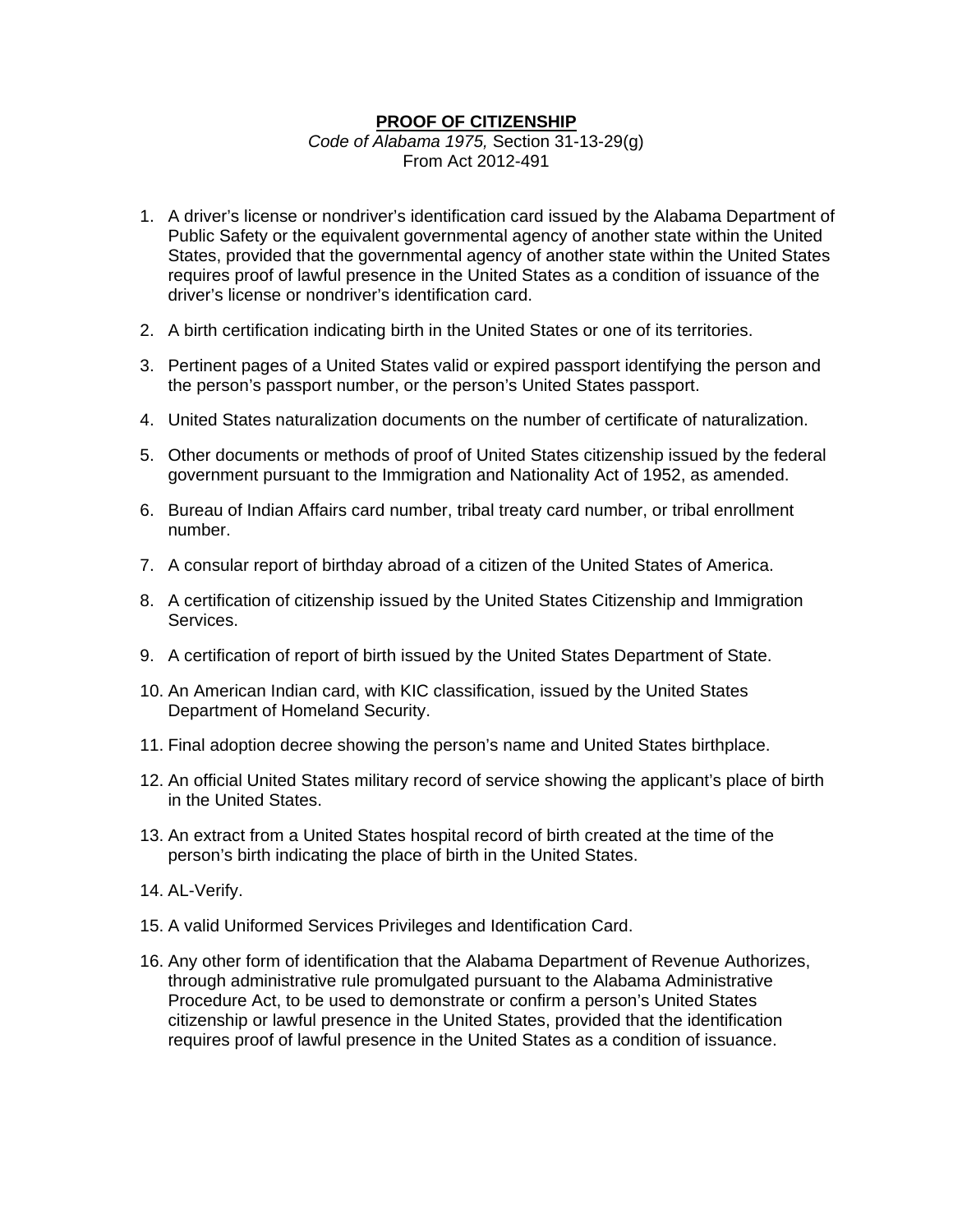**PROOF OF CITIZENSHIP**

*Code of Alabama 1975,* Section 31-13-29(g)

From Act 2012-491

1. A driver's license or nondriver's identification card issued by the Alabama Department of Public Safety or the equivalent governmental agency of another state within the United States, provided that the governmental agency of another state within the United States requires proof of lawful presence in the United States as a condition of issuance of the driver's license or nondriver's identification card.
2. A birth certification indicating birth in the United States or one of its territories.
3. Pertinent pages of a United States valid or expired passport identifying the person and the person's passport number, or the person's United States passport.
4. United States naturalization documents on the number of certificate of naturalization.
5. Other documents or methods of proof of United States citizenship issued by the federal government pursuant to the Immigration and Nationality Act of 1952, as amended.
6. Bureau of Indian Affairs card number, tribal treaty card number, or tribal enrollment number.
7. A consular report of birthday abroad of a citizen of the United States of America.
8. A certification of citizenship issued by the United States Citizenship and Immigration Services.
9. A certification of report of birth issued by the United States Department of State.
10. An American Indian card, with KIC classification, issued by the United States Department of Homeland Security.
11. Final adoption decree showing the person's name and United States birthplace.
12. An official United States military record of service showing the applicant's place of birth in the United States.
13. An extract from a United States hospital record of birth created at the time of the person's birth indicating the place of birth in the United States.
14. AL-Verify.
15. A valid Uniformed Services Privileges and Identification Card.
16. Any other form of identification that the Alabama Department of Revenue Authorizes, through administrative rule promulgated pursuant to the Alabama Administrative Procedure Act, to be used to demonstrate or confirm a person's United States citizenship or lawful presence in the United States, provided that the identification requires proof of lawful presence in the United States as a condition of issuance.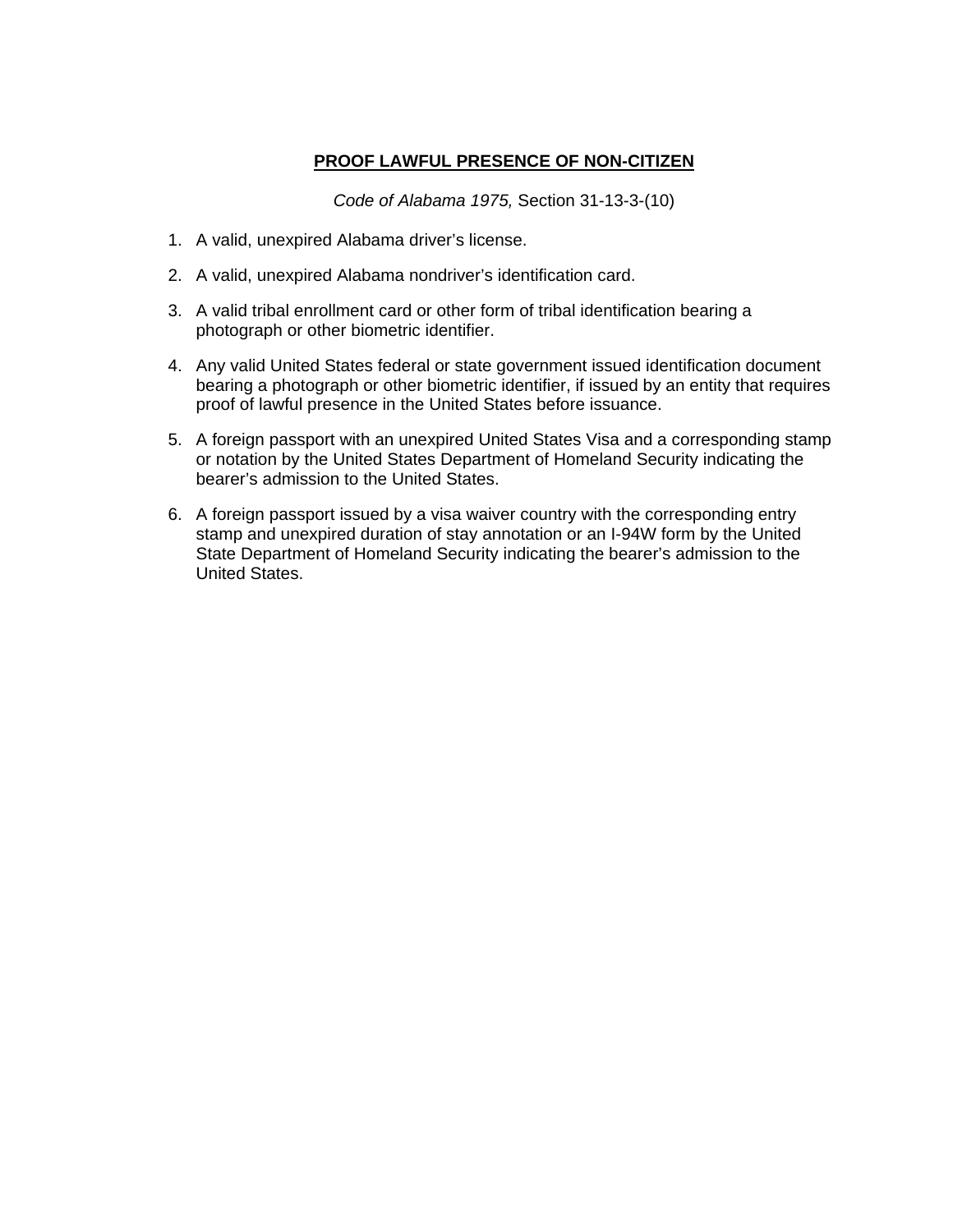**PROOF LAWFUL PRESENCE OF NON-CITIZEN**

*Code of Alabama 1975,* Section 31-13-3-(10)

1. A valid, unexpired Alabama driver's license.
2. A valid, unexpired Alabama nondriver's identification card.
3. A valid tribal enrollment card or other form of tribal identification bearing a photograph or other biometric identifier.
4. Any valid United States federal or state government issued identification document bearing a photograph or other biometric identifier, if issued by an entity that requires proof of lawful presence in the United States before issuance.
5. A foreign passport with an unexpired United States Visa and a corresponding stamp or notation by the United States Department of Homeland Security indicating the bearer's admission to the United States.
6. A foreign passport issued by a visa waiver country with the corresponding entry stamp and unexpired duration of stay annotation or an I-94W form by the United State Department of Homeland Security indicating the bearer's admission to the United States.